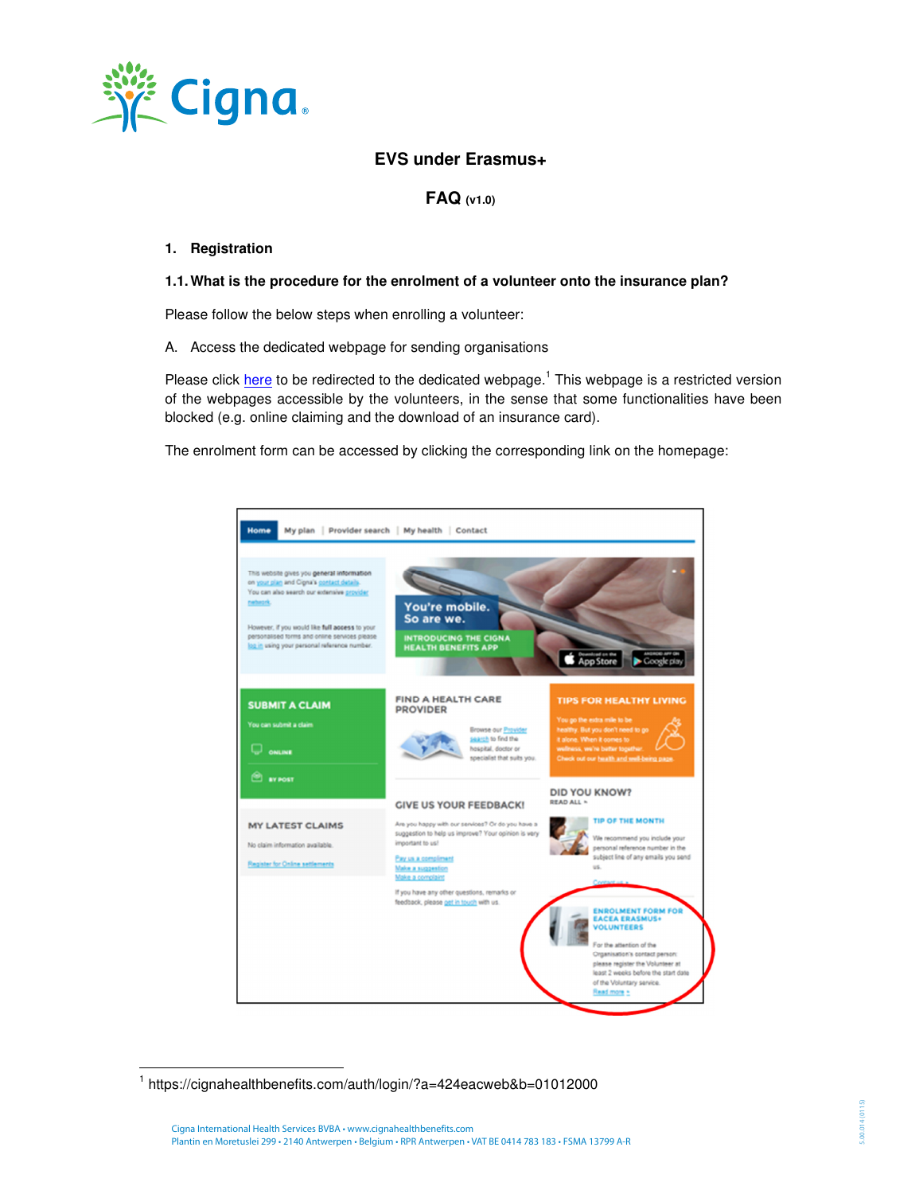# EVS under Erasmus+

## FAQ (v1.0)

### 1. Registration

**1.1. What is the procedure for the enrolment of a volunteer onto the insurance plan?**

Please follow the below steps when enrolling a volunteer:

A. Access the dedicated webpage for sending organisations

Please click here to be redirected to the dedicated webpage.[1] This webpage is a restricted version of the webpages accessible by the volunteers, in the sense that some functionalities have been blocked (e.g. online claiming and the download of an insurance card).

The enrolment form can be accessed by clicking the corresponding link on the homepage:

---

[1] https://cignahealthbenefits.com/auth/login/?a=424eacweb&b=01012000

Cigna International Health Services BVBA • www.cignahealthbenefits.com
Plantin en Moretuslei 299 • 2140 Antwerpen • Belgium • RPR Antwerpen • VAT BE 0414 783 183 • FSMA 13799 A-R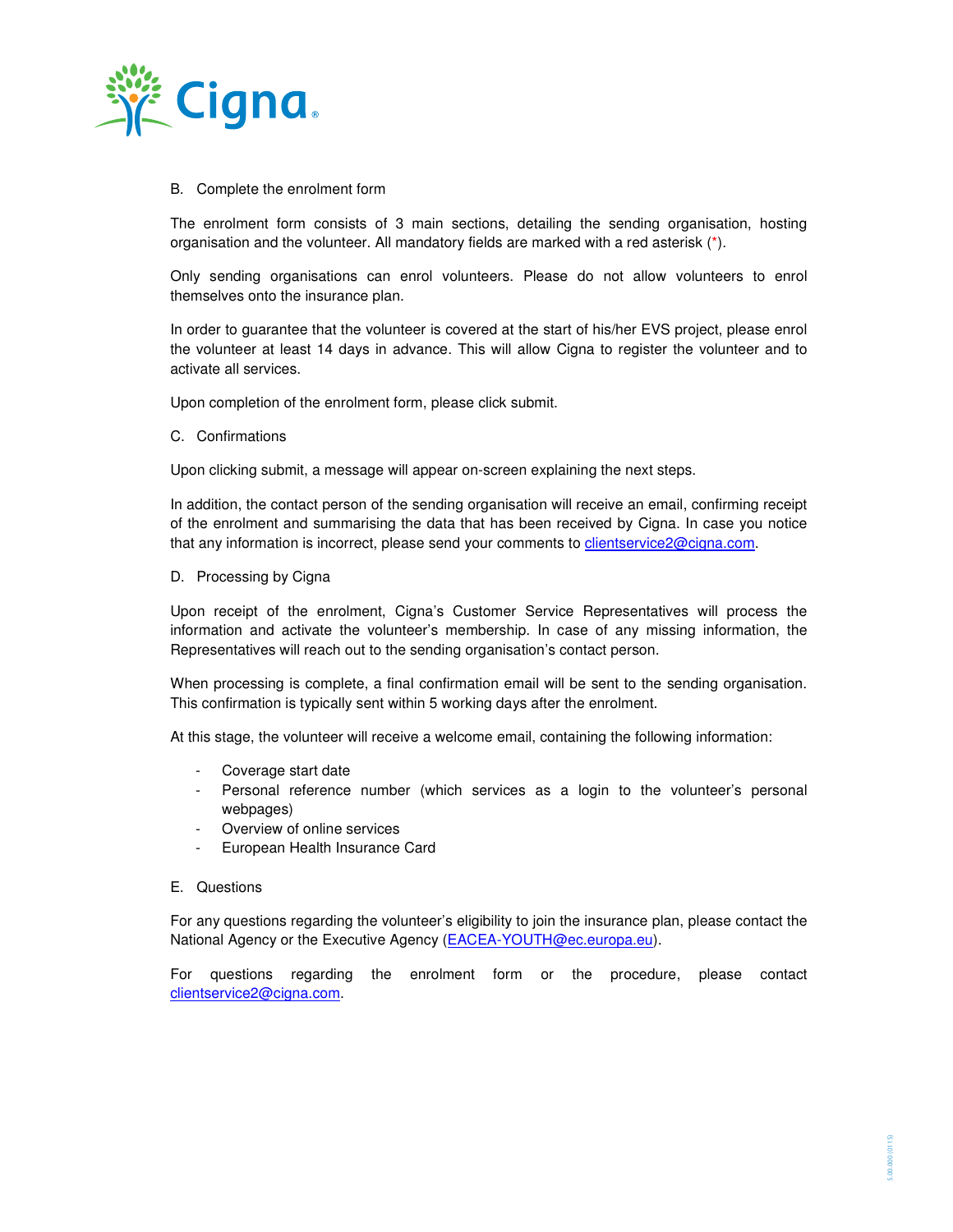## B. Complete the enrolment form

The enrolment form consists of 3 main sections, detailing the sending organisation, hosting organisation and the volunteer. All mandatory fields are marked with a red asterisk (*).

Only sending organisations can enrol volunteers. Please do not allow volunteers to enrol themselves onto the insurance plan.

In order to guarantee that the volunteer is covered at the start of his/her EVS project, please enrol the volunteer at least 14 days in advance. This will allow Cigna to register the volunteer and to activate all services.

Upon completion of the enrolment form, please click submit.

## C. Confirmations

Upon clicking submit, a message will appear on-screen explaining the next steps.

In addition, the contact person of the sending organisation will receive an email, confirming receipt of the enrolment and summarising the data that has been received by Cigna. In case you notice that any information is incorrect, please send your comments to clientservice2@cigna.com.

## D. Processing by Cigna

Upon receipt of the enrolment, Cigna's Customer Service Representatives will process the information and activate the volunteer's membership. In case of any missing information, the Representatives will reach out to the sending organisation's contact person.

When processing is complete, a final confirmation email will be sent to the sending organisation. This confirmation is typically sent within 5 working days after the enrolment.

At this stage, the volunteer will receive a welcome email, containing the following information:

- Coverage start date
- Personal reference number (which services as a login to the volunteer's personal webpages)
- Overview of online services
- European Health Insurance Card

## E. Questions

For any questions regarding the volunteer's eligibility to join the insurance plan, please contact the National Agency or the Executive Agency (EACEA-YOUTH@ec.europa.eu).

For questions regarding the enrolment form or the procedure, please contact clientservice2@cigna.com.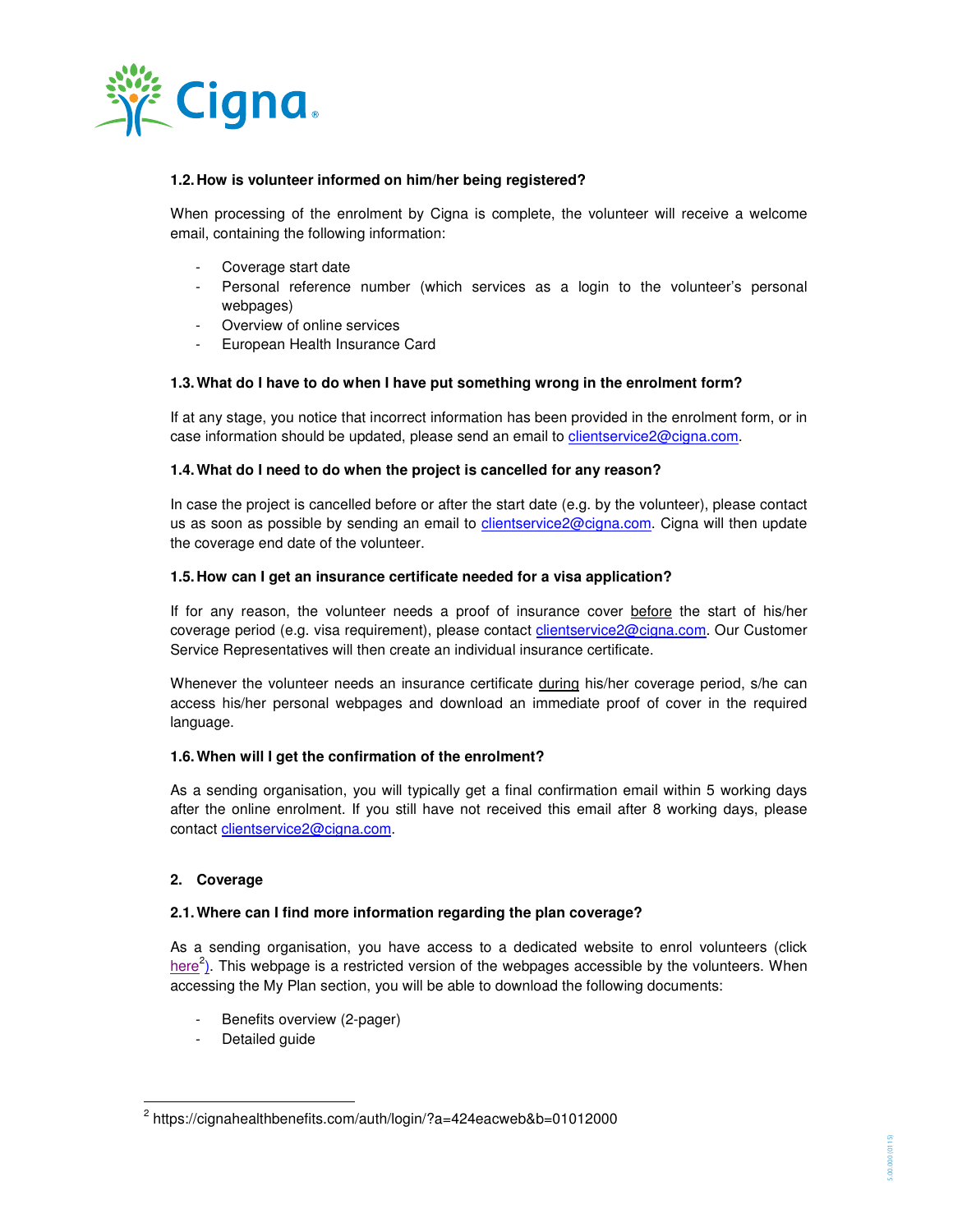### 1.2. How is volunteer informed on him/her being registered?

When processing of the enrolment by Cigna is complete, the volunteer will receive a welcome email, containing the following information:

- Coverage start date
- Personal reference number (which services as a login to the volunteer's personal webpages)
- Overview of online services
- European Health Insurance Card

### 1.3. What do I have to do when I have put something wrong in the enrolment form?

If at any stage, you notice that incorrect information has been provided in the enrolment form, or in case information should be updated, please send an email to clientservice2@cigna.com.

### 1.4. What do I need to do when the project is cancelled for any reason?

In case the project is cancelled before or after the start date (e.g. by the volunteer), please contact us as soon as possible by sending an email to clientservice2@cigna.com. Cigna will then update the coverage end date of the volunteer.

### 1.5. How can I get an insurance certificate needed for a visa application?

If for any reason, the volunteer needs a proof of insurance cover before the start of his/her coverage period (e.g. visa requirement), please contact clientservice2@cigna.com. Our Customer Service Representatives will then create an individual insurance certificate.

Whenever the volunteer needs an insurance certificate during his/her coverage period, s/he can access his/her personal webpages and download an immediate proof of cover in the required language.

### 1.6. When will I get the confirmation of the enrolment?

As a sending organisation, you will typically get a final confirmation email within 5 working days after the online enrolment. If you still have not received this email after 8 working days, please contact clientservice2@cigna.com.

## 2. Coverage

### 2.1. Where can I find more information regarding the plan coverage?

As a sending organisation, you have access to a dedicated website to enrol volunteers (click here[2]). This webpage is a restricted version of the webpages accessible by the volunteers. When accessing the My Plan section, you will be able to download the following documents:

- Benefits overview (2-pager)
- Detailed guide

[2] https://cignahealthbenefits.com/auth/login/?a=424eacweb&b=01012000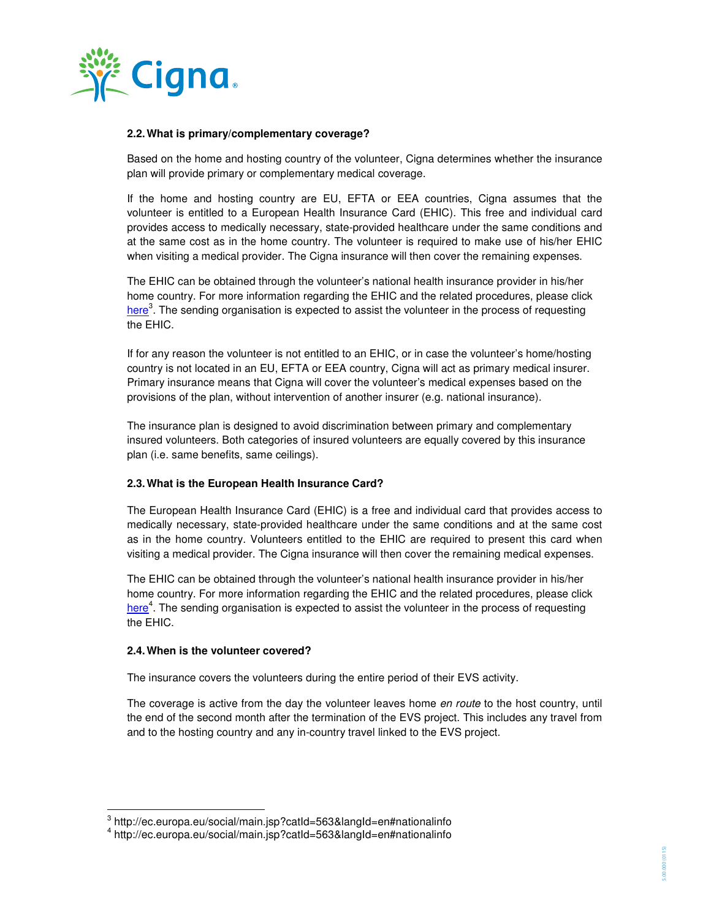### 2.2. What is primary/complementary coverage?

Based on the home and hosting country of the volunteer, Cigna determines whether the insurance plan will provide primary or complementary medical coverage.

If the home and hosting country are EU, EFTA or EEA countries, Cigna assumes that the volunteer is entitled to a European Health Insurance Card (EHIC). This free and individual card provides access to medically necessary, state-provided healthcare under the same conditions and at the same cost as in the home country. The volunteer is required to make use of his/her EHIC when visiting a medical provider. The Cigna insurance will then cover the remaining expenses.

The EHIC can be obtained through the volunteer's national health insurance provider in his/her home country. For more information regarding the EHIC and the related procedures, please click here[3]. The sending organisation is expected to assist the volunteer in the process of requesting the EHIC.

If for any reason the volunteer is not entitled to an EHIC, or in case the volunteer's home/hosting country is not located in an EU, EFTA or EEA country, Cigna will act as primary medical insurer. Primary insurance means that Cigna will cover the volunteer's medical expenses based on the provisions of the plan, without intervention of another insurer (e.g. national insurance).

The insurance plan is designed to avoid discrimination between primary and complementary insured volunteers. Both categories of insured volunteers are equally covered by this insurance plan (i.e. same benefits, same ceilings).

### 2.3. What is the European Health Insurance Card?

The European Health Insurance Card (EHIC) is a free and individual card that provides access to medically necessary, state-provided healthcare under the same conditions and at the same cost as in the home country. Volunteers entitled to the EHIC are required to present this card when visiting a medical provider. The Cigna insurance will then cover the remaining medical expenses.

The EHIC can be obtained through the volunteer's national health insurance provider in his/her home country. For more information regarding the EHIC and the related procedures, please click here[4]. The sending organisation is expected to assist the volunteer in the process of requesting the EHIC.

### 2.4. When is the volunteer covered?

The insurance covers the volunteers during the entire period of their EVS activity.

The coverage is active from the day the volunteer leaves home *en route* to the host country, until the end of the second month after the termination of the EVS project. This includes any travel from and to the hosting country and any in-country travel linked to the EVS project.

---

[3] http://ec.europa.eu/social/main.jsp?catId=563&langId=en#nationalinfo
[4] http://ec.europa.eu/social/main.jsp?catId=563&langId=en#nationalinfo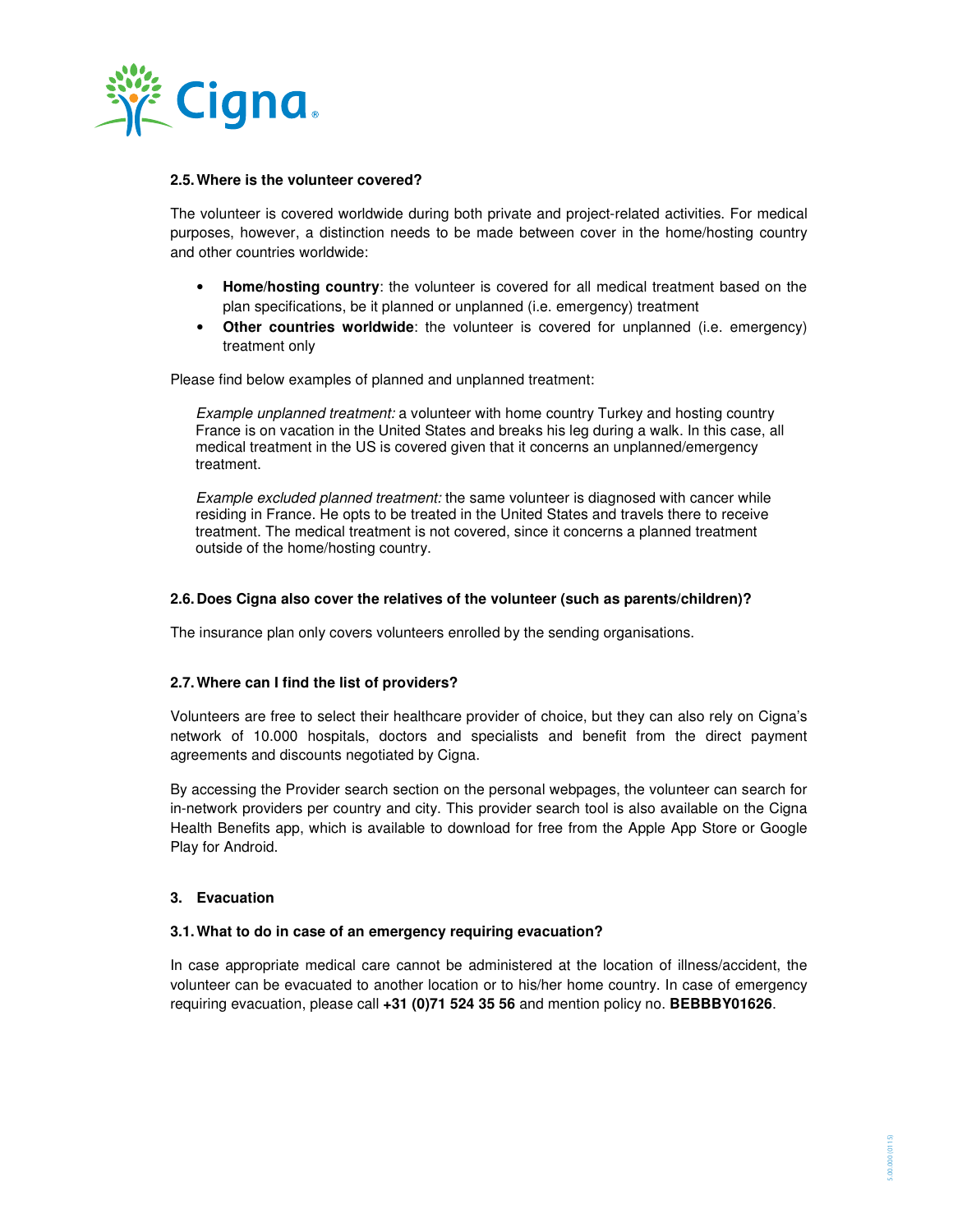### 2.5. Where is the volunteer covered?

The volunteer is covered worldwide during both private and project-related activities. For medical purposes, however, a distinction needs to be made between cover in the home/hosting country and other countries worldwide:

- **Home/hosting country**: the volunteer is covered for all medical treatment based on the plan specifications, be it planned or unplanned (i.e. emergency) treatment
- **Other countries worldwide**: the volunteer is covered for unplanned (i.e. emergency) treatment only

Please find below examples of planned and unplanned treatment:

*Example unplanned treatment:* a volunteer with home country Turkey and hosting country France is on vacation in the United States and breaks his leg during a walk. In this case, all medical treatment in the US is covered given that it concerns an unplanned/emergency treatment.

*Example excluded planned treatment:* the same volunteer is diagnosed with cancer while residing in France. He opts to be treated in the United States and travels there to receive treatment. The medical treatment is not covered, since it concerns a planned treatment outside of the home/hosting country.

### 2.6. Does Cigna also cover the relatives of the volunteer (such as parents/children)?

The insurance plan only covers volunteers enrolled by the sending organisations.

### 2.7. Where can I find the list of providers?

Volunteers are free to select their healthcare provider of choice, but they can also rely on Cigna's network of 10.000 hospitals, doctors and specialists and benefit from the direct payment agreements and discounts negotiated by Cigna.

By accessing the Provider search section on the personal webpages, the volunteer can search for in-network providers per country and city. This provider search tool is also available on the Cigna Health Benefits app, which is available to download for free from the Apple App Store or Google Play for Android.

## 3. Evacuation

### 3.1. What to do in case of an emergency requiring evacuation?

In case appropriate medical care cannot be administered at the location of illness/accident, the volunteer can be evacuated to another location or to his/her home country. In case of emergency requiring evacuation, please call **+31 (0)71 524 35 56** and mention policy no. **BEBBBY01626**.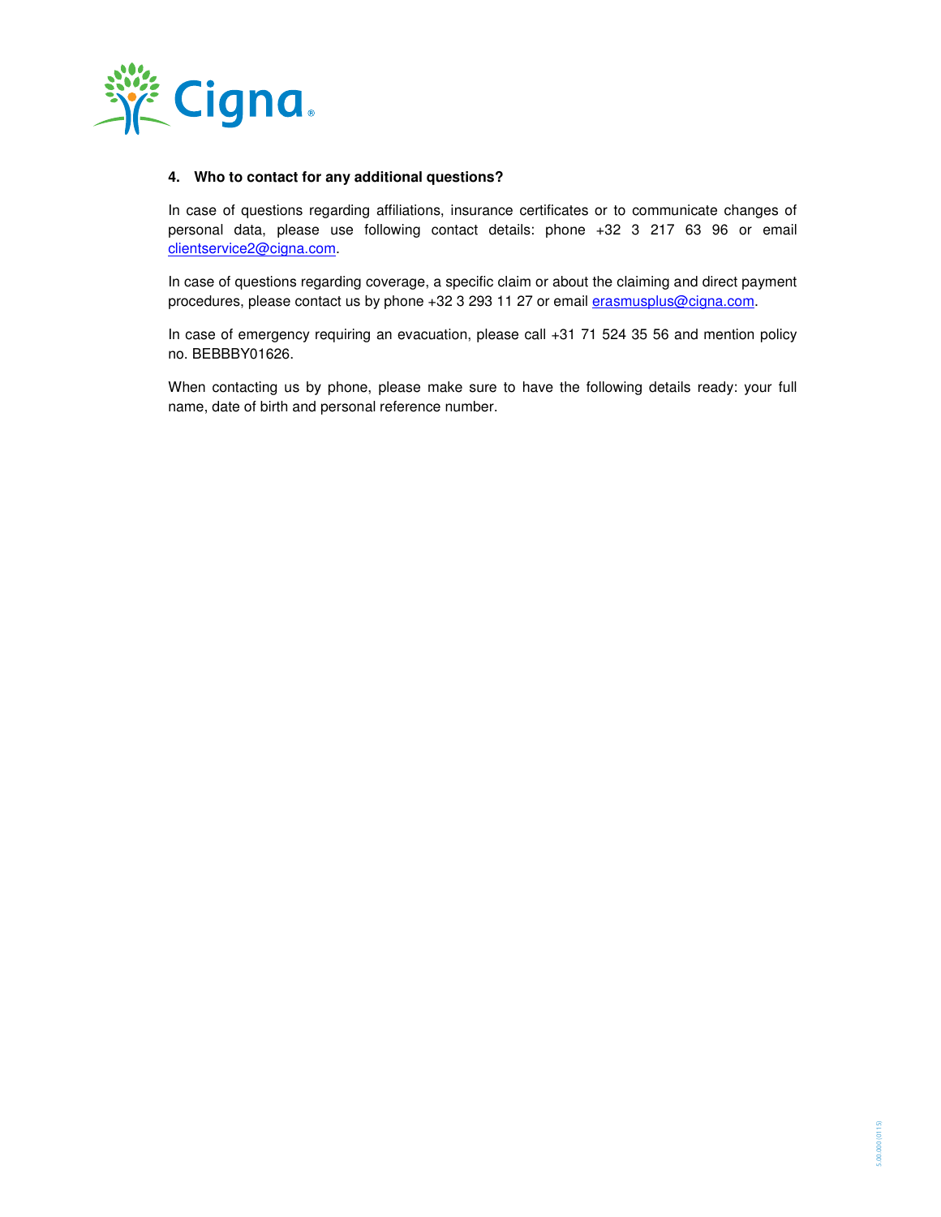## 4. Who to contact for any additional questions?

In case of questions regarding affiliations, insurance certificates or to communicate changes of personal data, please use following contact details: phone +32 3 217 63 96 or email clientservice2@cigna.com.

In case of questions regarding coverage, a specific claim or about the claiming and direct payment procedures, please contact us by phone +32 3 293 11 27 or email erasmusplus@cigna.com.

In case of emergency requiring an evacuation, please call +31 71 524 35 56 and mention policy no. BEBBBY01626.

When contacting us by phone, please make sure to have the following details ready: your full name, date of birth and personal reference number.